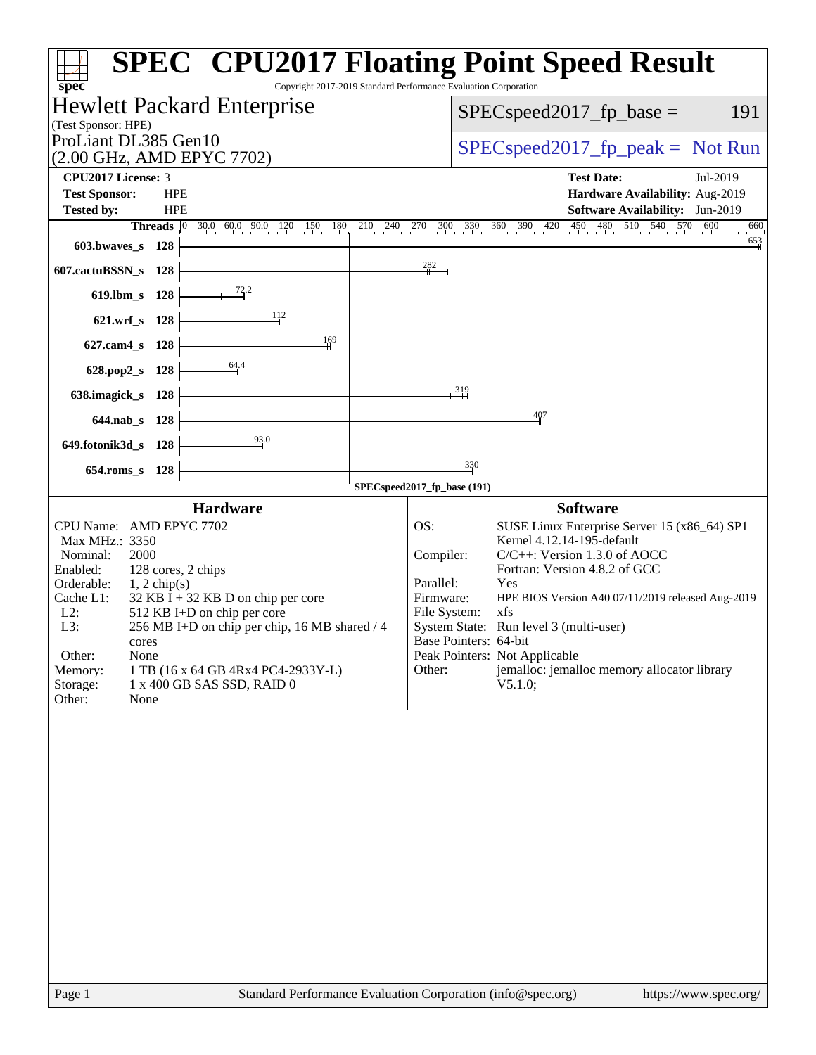# SPEC CPU2017 Floating Point Speed Result

Copyright 2017-2019 Standard Performance Evaluation Corporation

**Hewlett Packard Enterprise**
(Test Sponsor: HPE)
ProLiant DL385 Gen10
(2.00 GHz, AMD EPYC 7702)

SPECspeed2017_fp_base = 191

SPECspeed2017_fp_peak = Not Run

| | | | |
|---|---|---|---|
| **CPU2017 License:** | 3 | **Test Date:** | Jul-2019 |
| **Test Sponsor:** | HPE | **Hardware Availability:** | Aug-2019 |
| **Tested by:** | HPE | **Software Availability:** | Jun-2019 |

| Benchmark | Threads | Base |
|---|---|---|
| 603.bwaves_s | 128 | 653 |
| 607.cactuBSSN_s | 128 | 282 |
| 619.lbm_s | 128 | 72.2 |
| 621.wrf_s | 128 | 112 |
| 627.cam4_s | 128 | 169 |
| 628.pop2_s | 128 | 64.4 |
| 638.imagick_s | 128 | 319 |
| 644.nab_s | 128 | 407 |
| 649.fotonik3d_s | 128 | 93.0 |
| 654.roms_s | 128 | 330 |

SPECspeed2017_fp_base (191)

## Hardware

| | |
|---|---|
| CPU Name: | AMD EPYC 7702 |
| Max MHz.: | 3350 |
| Nominal: | 2000 |
| Enabled: | 128 cores, 2 chips |
| Orderable: | 1, 2 chip(s) |
| Cache L1: | 32 KB I + 32 KB D on chip per core |
| L2: | 512 KB I+D on chip per core |
| L3: | 256 MB I+D on chip per chip, 16 MB shared / 4 cores |
| Other: | None |
| Memory: | 1 TB (16 x 64 GB 4Rx4 PC4-2933Y-L) |
| Storage: | 1 x 400 GB SAS SSD, RAID 0 |
| Other: | None |

## Software

| | |
|---|---|
| OS: | SUSE Linux Enterprise Server 15 (x86_64) SP1 Kernel 4.12.14-195-default |
| Compiler: | C/C++: Version 1.3.0 of AOCC Fortran: Version 4.8.2 of GCC |
| Parallel: | Yes |
| Firmware: | HPE BIOS Version A40 07/11/2019 released Aug-2019 |
| File System: | xfs |
| System State: | Run level 3 (multi-user) |
| Base Pointers: | 64-bit |
| Peak Pointers: | Not Applicable |
| Other: | jemalloc: jemalloc memory allocator library V5.1.0; |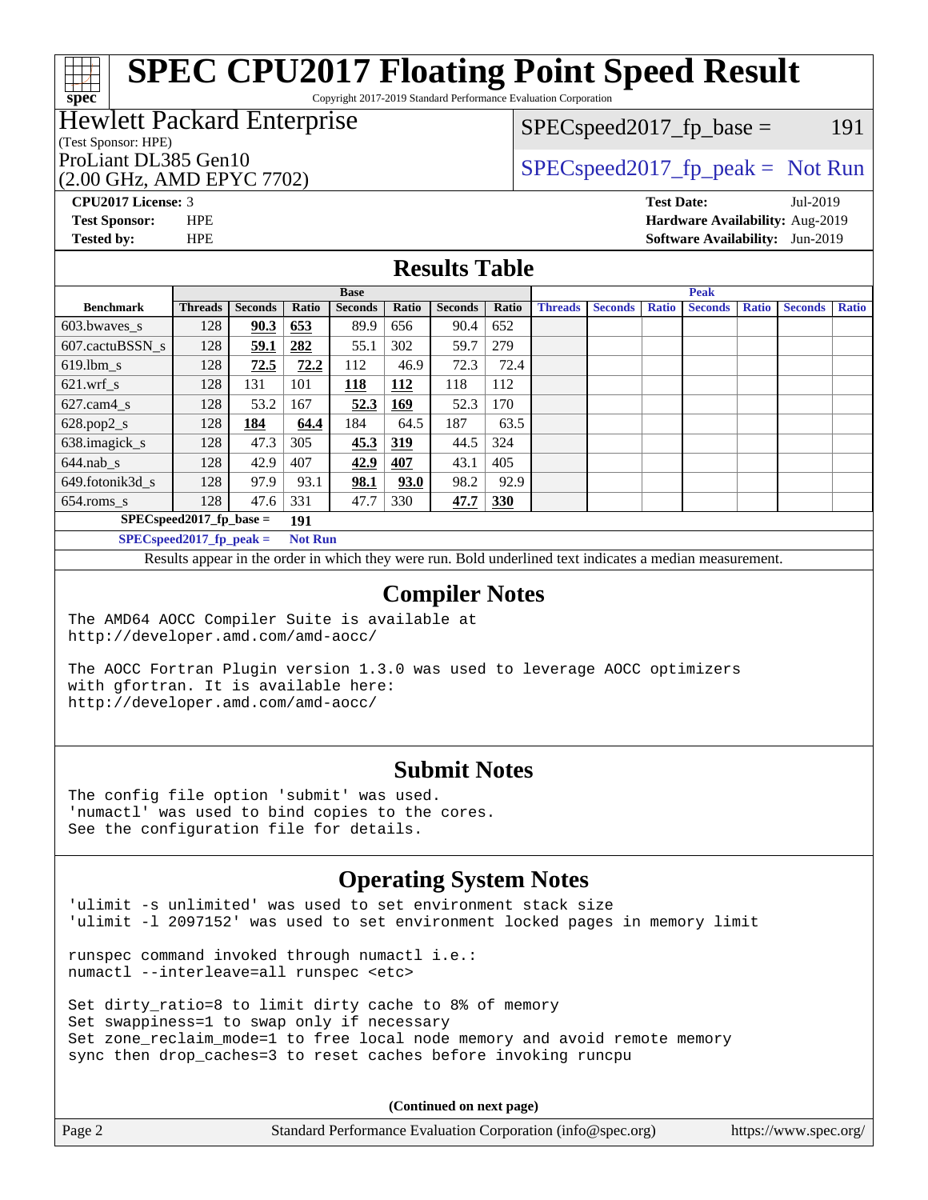# SPEC CPU2017 Floating Point Speed Result

Copyright 2017-2019 Standard Performance Evaluation Corporation

**Hewlett Packard Enterprise**
(Test Sponsor: HPE)
ProLiant DL385 Gen10
(2.00 GHz, AMD EPYC 7702)

SPECspeed2017_fp_base = 191

SPECspeed2017_fp_peak = Not Run

**CPU2017 License:** 3
**Test Sponsor:** HPE
**Tested by:** HPE

**Test Date:** Jul-2019
**Hardware Availability:** Aug-2019
**Software Availability:** Jun-2019

## Results Table

| Benchmark | Base | | | | | | | Peak | | | | | | |
|---|---|---|---|---|---|---|---|---|---|---|---|---|---|---|
| | Threads | Seconds | Ratio | Seconds | Ratio | Seconds | Ratio | Threads | Seconds | Ratio | Seconds | Ratio | Seconds | Ratio |
| 603.bwaves_s | 128 | **90.3** | **653** | 89.9 | 656 | 90.4 | 652 | | | | | | | |
| 607.cactuBSSN_s | 128 | **59.1** | **282** | 55.1 | 302 | 59.7 | 279 | | | | | | | |
| 619.lbm_s | 128 | **72.5** | **72.2** | 112 | 46.9 | 72.3 | 72.4 | | | | | | | |
| 621.wrf_s | 128 | 131 | 101 | **118** | **112** | 118 | 112 | | | | | | | |
| 627.cam4_s | 128 | 53.2 | 167 | **52.3** | **169** | 52.3 | 170 | | | | | | | |
| 628.pop2_s | 128 | **184** | **64.4** | 184 | 64.5 | 187 | 63.5 | | | | | | | |
| 638.imagick_s | 128 | 47.3 | 305 | **45.3** | **319** | 44.5 | 324 | | | | | | | |
| 644.nab_s | 128 | 42.9 | 407 | **42.9** | **407** | 43.1 | 405 | | | | | | | |
| 649.fotonik3d_s | 128 | 97.9 | 93.1 | **98.1** | **93.0** | 98.2 | 92.9 | | | | | | | |
| 654.roms_s | 128 | 47.6 | 331 | 47.7 | 330 | **47.7** | **330** | | | | | | | |

SPECspeed2017_fp_base = **191**

SPECspeed2017_fp_peak = **Not Run**

Results appear in the order in which they were run. Bold underlined text indicates a median measurement.

## Compiler Notes

```
The AMD64 AOCC Compiler Suite is available at
http://developer.amd.com/amd-aocc/

The AOCC Fortran Plugin version 1.3.0 was used to leverage AOCC optimizers
with gfortran. It is available here:
http://developer.amd.com/amd-aocc/
```

## Submit Notes

```
The config file option 'submit' was used.
'numactl' was used to bind copies to the cores.
See the configuration file for details.
```

## Operating System Notes

```
'ulimit -s unlimited' was used to set environment stack size
'ulimit -l 2097152' was used to set environment locked pages in memory limit

runspec command invoked through numactl i.e.:
numactl --interleave=all runspec <etc>

Set dirty_ratio=8 to limit dirty cache to 8% of memory
Set swappiness=1 to swap only if necessary
Set zone_reclaim_mode=1 to free local node memory and avoid remote memory
sync then drop_caches=3 to reset caches before invoking runcpu
```

**(Continued on next page)**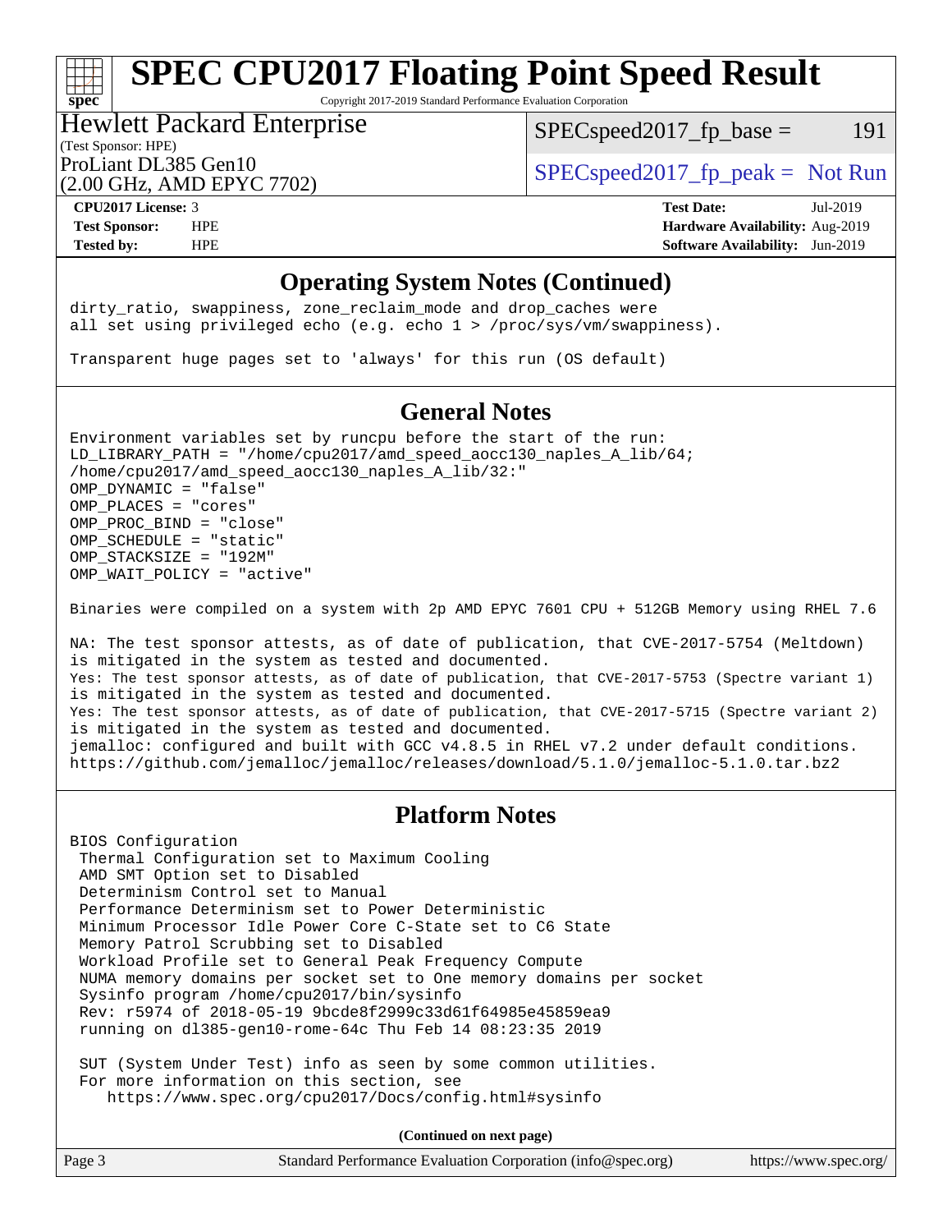## Operating System Notes (Continued)

```
dirty_ratio, swappiness, zone_reclaim_mode and drop_caches were
all set using privileged echo (e.g. echo 1 > /proc/sys/vm/swappiness).

Transparent huge pages set to 'always' for this run (OS default)
```

## General Notes

```
Environment variables set by runcpu before the start of the run:
LD_LIBRARY_PATH = "/home/cpu2017/amd_speed_aocc130_naples_A_lib/64;
/home/cpu2017/amd_speed_aocc130_naples_A_lib/32:"
OMP_DYNAMIC = "false"
OMP_PLACES = "cores"
OMP_PROC_BIND = "close"
OMP_SCHEDULE = "static"
OMP_STACKSIZE = "192M"
OMP_WAIT_POLICY = "active"

Binaries were compiled on a system with 2p AMD EPYC 7601 CPU + 512GB Memory using RHEL 7.6

NA: The test sponsor attests, as of date of publication, that CVE-2017-5754 (Meltdown)
is mitigated in the system as tested and documented.
Yes: The test sponsor attests, as of date of publication, that CVE-2017-5753 (Spectre variant 1)
is mitigated in the system as tested and documented.
Yes: The test sponsor attests, as of date of publication, that CVE-2017-5715 (Spectre variant 2)
is mitigated in the system as tested and documented.
jemalloc: configured and built with GCC v4.8.5 in RHEL v7.2 under default conditions.
https://github.com/jemalloc/jemalloc/releases/download/5.1.0/jemalloc-5.1.0.tar.bz2
```

## Platform Notes

```
BIOS Configuration
 Thermal Configuration set to Maximum Cooling
 AMD SMT Option set to Disabled
 Determinism Control set to Manual
 Performance Determinism set to Power Deterministic
 Minimum Processor Idle Power Core C-State set to C6 State
 Memory Patrol Scrubbing set to Disabled
 Workload Profile set to General Peak Frequency Compute
 NUMA memory domains per socket set to One memory domains per socket
 Sysinfo program /home/cpu2017/bin/sysinfo
 Rev: r5974 of 2018-05-19 9bcde8f2999c33d61f64985e45859ea9
 running on dl385-gen10-rome-64c Thu Feb 14 08:23:35 2019

 SUT (System Under Test) info as seen by some common utilities.
 For more information on this section, see
    https://www.spec.org/cpu2017/Docs/config.html#sysinfo
```

**(Continued on next page)**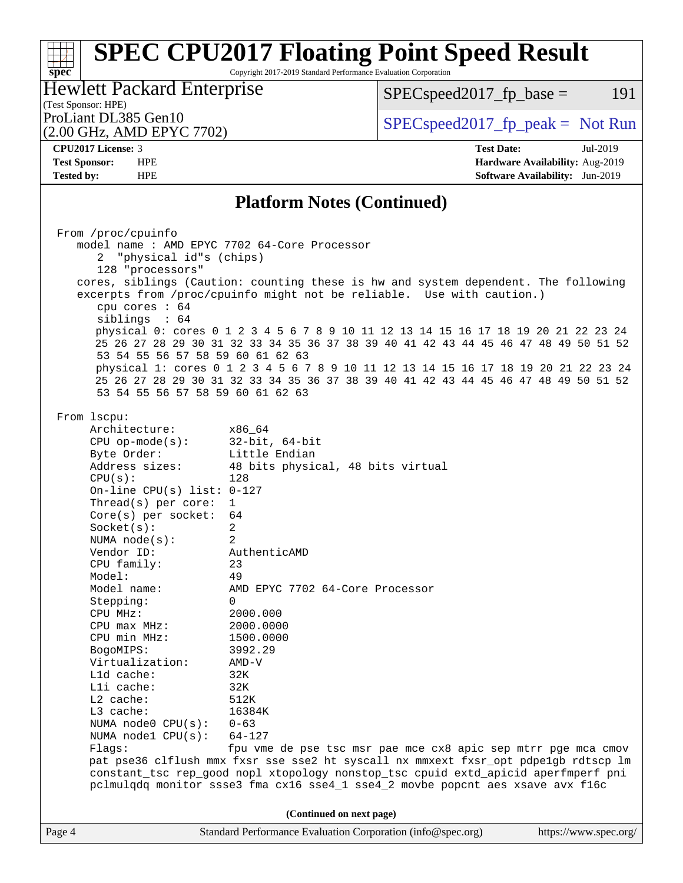## Platform Notes (Continued)

```
From /proc/cpuinfo
   model name : AMD EPYC 7702 64-Core Processor
      2  "physical id"s (chips)
      128 "processors"
   cores, siblings (Caution: counting these is hw and system dependent. The following
   excerpts from /proc/cpuinfo might not be reliable.  Use with caution.)
      cpu cores : 64
      siblings  : 64
      physical 0: cores 0 1 2 3 4 5 6 7 8 9 10 11 12 13 14 15 16 17 18 19 20 21 22 23 24
      25 26 27 28 29 30 31 32 33 34 35 36 37 38 39 40 41 42 43 44 45 46 47 48 49 50 51 52
      53 54 55 56 57 58 59 60 61 62 63
      physical 1: cores 0 1 2 3 4 5 6 7 8 9 10 11 12 13 14 15 16 17 18 19 20 21 22 23 24
      25 26 27 28 29 30 31 32 33 34 35 36 37 38 39 40 41 42 43 44 45 46 47 48 49 50 51 52
      53 54 55 56 57 58 59 60 61 62 63

From lscpu:
     Architecture:          x86_64
     CPU op-mode(s):        32-bit, 64-bit
     Byte Order:            Little Endian
     Address sizes:         48 bits physical, 48 bits virtual
     CPU(s):                128
     On-line CPU(s) list: 0-127
     Thread(s) per core:  1
     Core(s) per socket:  64
     Socket(s):             2
     NUMA node(s):          2
     Vendor ID:             AuthenticAMD
     CPU family:            23
     Model:                 49
     Model name:            AMD EPYC 7702 64-Core Processor
     Stepping:              0
     CPU MHz:               2000.000
     CPU max MHz:           2000.0000
     CPU min MHz:           1500.0000
     BogoMIPS:              3992.29
     Virtualization:        AMD-V
     L1d cache:             32K
     L1i cache:             32K
     L2 cache:              512K
     L3 cache:              16384K
     NUMA node0 CPU(s):   0-63
     NUMA node1 CPU(s):   64-127
     Flags:                 fpu vme de pse tsc msr pae mce cx8 apic sep mtrr pge mca cmov
     pat pse36 clflush mmx fxsr sse sse2 ht syscall nx mmxext fxsr_opt pdpe1gb rdtscp lm
     constant_tsc rep_good nopl xtopology nonstop_tsc cpuid extd_apicid aperfmperf pni
     pclmulqdq monitor ssse3 fma cx16 sse4_1 sse4_2 movbe popcnt aes xsave avx f16c
```

(Continued on next page)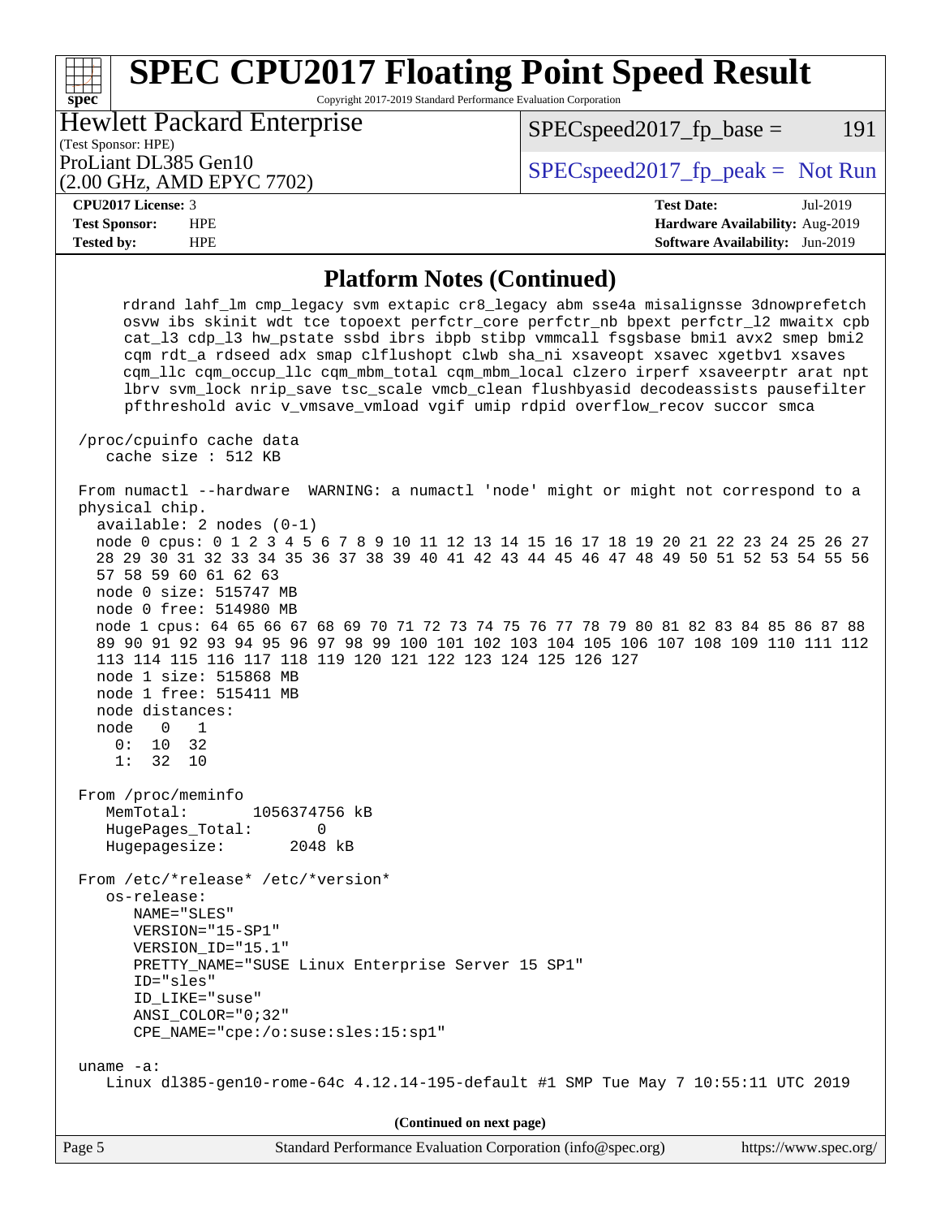## Platform Notes (Continued)

```
     rdrand lahf_lm cmp_legacy svm extapic cr8_legacy abm sse4a misalignsse 3dnowprefetch
     osvw ibs skinit wdt tce topoext perfctr_core perfctr_nb bpext perfctr_l2 mwaitx cpb
     cat_l3 cdp_l3 hw_pstate ssbd ibrs ibpb stibp vmmcall fsgsbase bmi1 avx2 smep bmi2
     cqm rdt_a rdseed adx smap clflushopt clwb sha_ni xsaveopt xsavec xgetbv1 xsaves
     cqm_llc cqm_occup_llc cqm_mbm_total cqm_mbm_local clzero irperf xsaveerptr arat npt
     lbrv svm_lock nrip_save tsc_scale vmcb_clean flushbyasid decodeassists pausefilter
     pfthreshold avic v_vmsave_vmload vgif umip rdpid overflow_recov succor smca

/proc/cpuinfo cache data
   cache size : 512 KB

From numactl --hardware  WARNING: a numactl 'node' might or might not correspond to a
physical chip.
  available: 2 nodes (0-1)
  node 0 cpus: 0 1 2 3 4 5 6 7 8 9 10 11 12 13 14 15 16 17 18 19 20 21 22 23 24 25 26 27
  28 29 30 31 32 33 34 35 36 37 38 39 40 41 42 43 44 45 46 47 48 49 50 51 52 53 54 55 56
  57 58 59 60 61 62 63
  node 0 size: 515747 MB
  node 0 free: 514980 MB
  node 1 cpus: 64 65 66 67 68 69 70 71 72 73 74 75 76 77 78 79 80 81 82 83 84 85 86 87 88
  89 90 91 92 93 94 95 96 97 98 99 100 101 102 103 104 105 106 107 108 109 110 111 112
  113 114 115 116 117 118 119 120 121 122 123 124 125 126 127
  node 1 size: 515868 MB
  node 1 free: 515411 MB
  node distances:
  node   0   1
    0:  10  32
    1:  32  10

From /proc/meminfo
   MemTotal:       1056374756 kB
   HugePages_Total:       0
   Hugepagesize:       2048 kB

From /etc/*release* /etc/*version*
   os-release:
      NAME="SLES"
      VERSION="15-SP1"
      VERSION_ID="15.1"
      PRETTY_NAME="SUSE Linux Enterprise Server 15 SP1"
      ID="sles"
      ID_LIKE="suse"
      ANSI_COLOR="0;32"
      CPE_NAME="cpe:/o:suse:sles:15:sp1"

uname -a:
   Linux dl385-gen10-rome-64c 4.12.14-195-default #1 SMP Tue May 7 10:55:11 UTC 2019
```

**(Continued on next page)**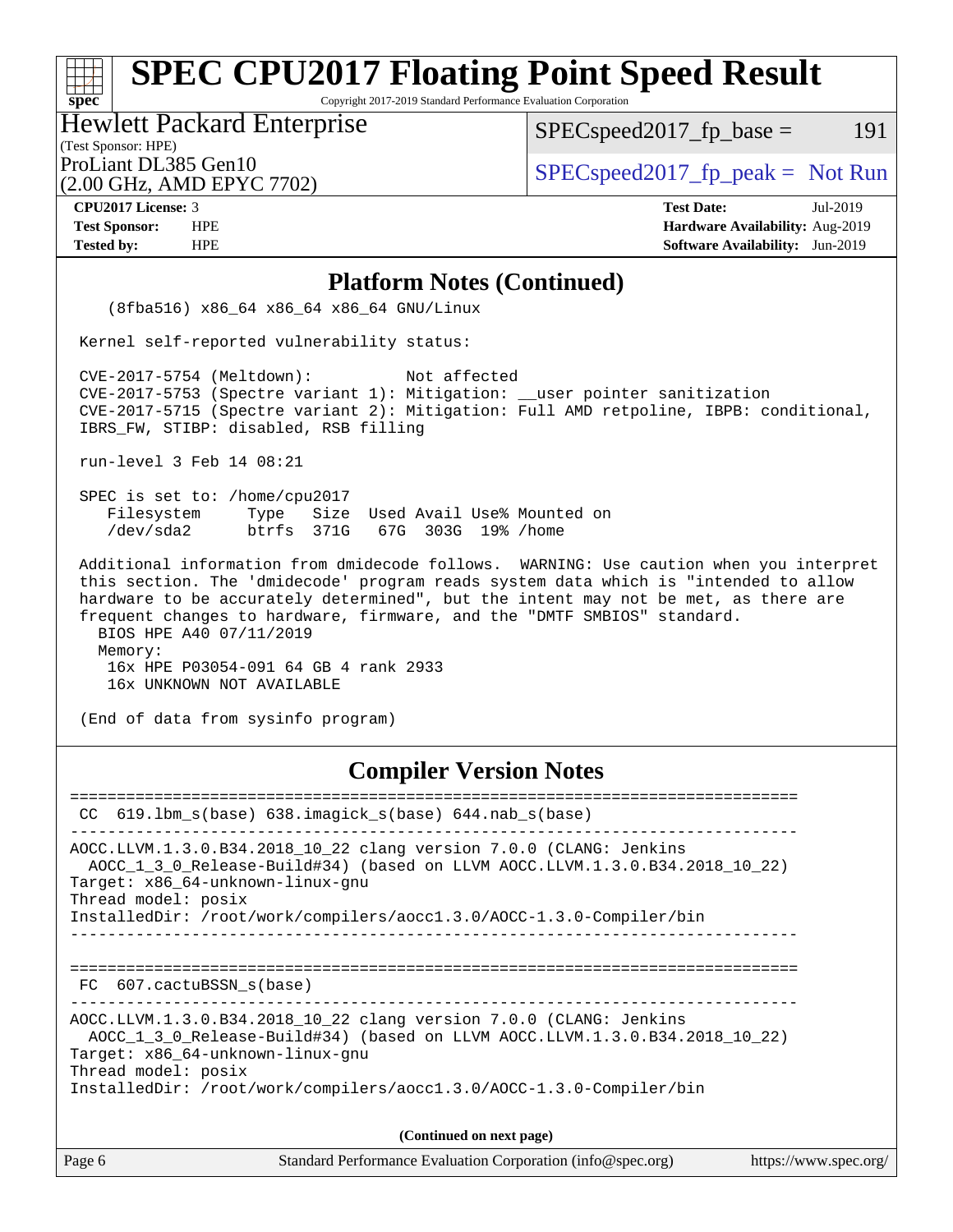## Platform Notes (Continued)

```
   (8fba516) x86_64 x86_64 x86_64 GNU/Linux

 Kernel self-reported vulnerability status:

 CVE-2017-5754 (Meltdown):          Not affected
 CVE-2017-5753 (Spectre variant 1): Mitigation: __user pointer sanitization
 CVE-2017-5715 (Spectre variant 2): Mitigation: Full AMD retpoline, IBPB: conditional,
 IBRS_FW, STIBP: disabled, RSB filling

 run-level 3 Feb 14 08:21

 SPEC is set to: /home/cpu2017
    Filesystem     Type   Size  Used Avail Use% Mounted on
    /dev/sda2      btrfs  371G   67G  303G  19% /home

 Additional information from dmidecode follows.  WARNING: Use caution when you interpret
 this section. The 'dmidecode' program reads system data which is "intended to allow
 hardware to be accurately determined", but the intent may not be met, as there are
 frequent changes to hardware, firmware, and the "DMTF SMBIOS" standard.
   BIOS HPE A40 07/11/2019
   Memory:
    16x HPE P03054-091 64 GB 4 rank 2933
    16x UNKNOWN NOT AVAILABLE

 (End of data from sysinfo program)
```

## Compiler Version Notes

```
==============================================================================
 CC  619.lbm_s(base) 638.imagick_s(base) 644.nab_s(base)
------------------------------------------------------------------------------
AOCC.LLVM.1.3.0.B34.2018_10_22 clang version 7.0.0 (CLANG: Jenkins
  AOCC_1_3_0_Release-Build#34) (based on LLVM AOCC.LLVM.1.3.0.B34.2018_10_22)
Target: x86_64-unknown-linux-gnu
Thread model: posix
InstalledDir: /root/work/compilers/aocc1.3.0/AOCC-1.3.0-Compiler/bin
------------------------------------------------------------------------------

==============================================================================
 FC  607.cactuBSSN_s(base)
------------------------------------------------------------------------------
AOCC.LLVM.1.3.0.B34.2018_10_22 clang version 7.0.0 (CLANG: Jenkins
  AOCC_1_3_0_Release-Build#34) (based on LLVM AOCC.LLVM.1.3.0.B34.2018_10_22)
Target: x86_64-unknown-linux-gnu
Thread model: posix
InstalledDir: /root/work/compilers/aocc1.3.0/AOCC-1.3.0-Compiler/bin
```

(Continued on next page)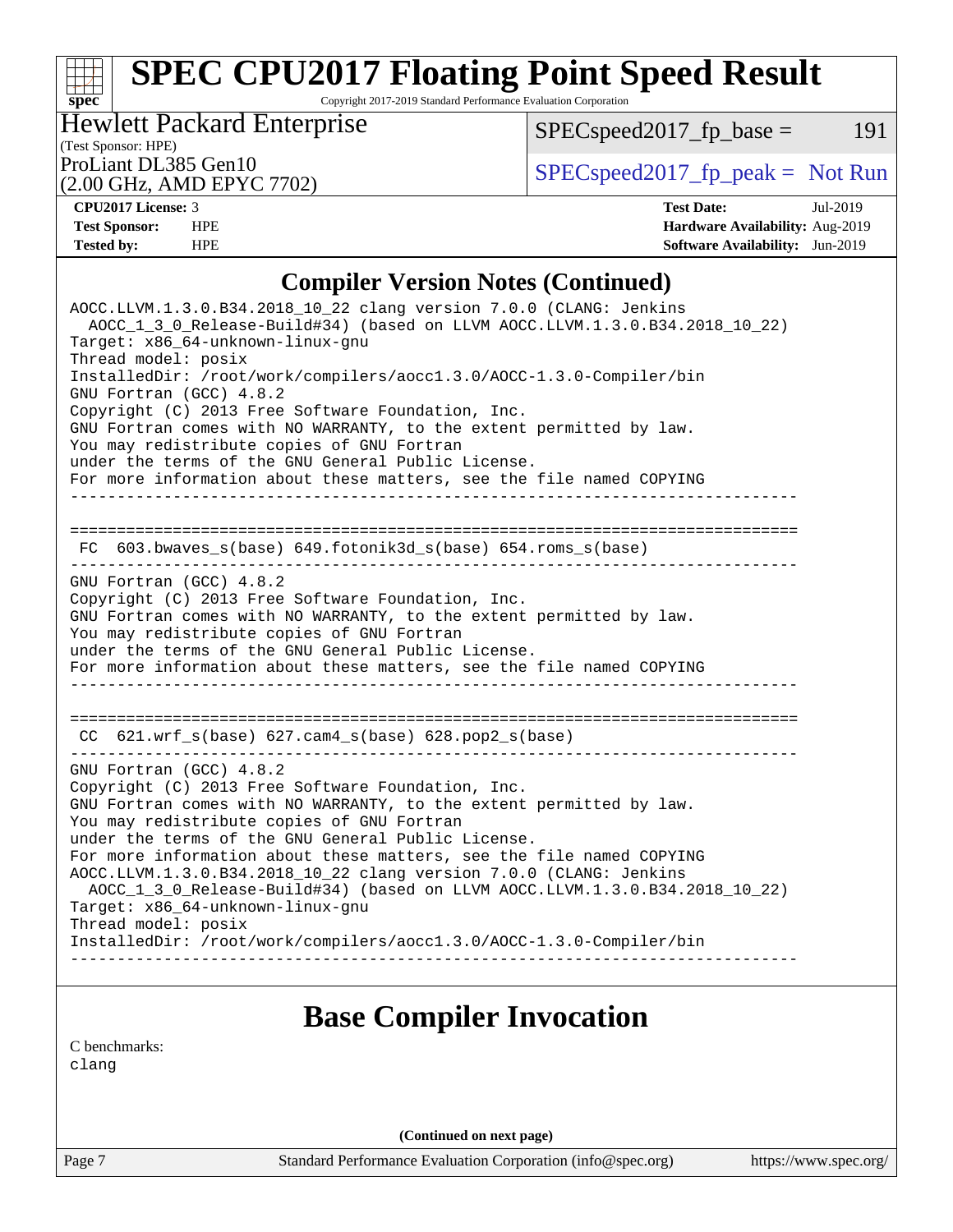## Compiler Version Notes (Continued)

```
AOCC.LLVM.1.3.0.B34.2018_10_22 clang version 7.0.0 (CLANG: Jenkins
  AOCC_1_3_0_Release-Build#34) (based on LLVM AOCC.LLVM.1.3.0.B34.2018_10_22)
Target: x86_64-unknown-linux-gnu
Thread model: posix
InstalledDir: /root/work/compilers/aocc1.3.0/AOCC-1.3.0-Compiler/bin
GNU Fortran (GCC) 4.8.2
Copyright (C) 2013 Free Software Foundation, Inc.
GNU Fortran comes with NO WARRANTY, to the extent permitted by law.
You may redistribute copies of GNU Fortran
under the terms of the GNU General Public License.
For more information about these matters, see the file named COPYING
------------------------------------------------------------------------------

==============================================================================
 FC  603.bwaves_s(base) 649.fotonik3d_s(base) 654.roms_s(base)
------------------------------------------------------------------------------
GNU Fortran (GCC) 4.8.2
Copyright (C) 2013 Free Software Foundation, Inc.
GNU Fortran comes with NO WARRANTY, to the extent permitted by law.
You may redistribute copies of GNU Fortran
under the terms of the GNU General Public License.
For more information about these matters, see the file named COPYING
------------------------------------------------------------------------------

==============================================================================
 CC  621.wrf_s(base) 627.cam4_s(base) 628.pop2_s(base)
------------------------------------------------------------------------------
GNU Fortran (GCC) 4.8.2
Copyright (C) 2013 Free Software Foundation, Inc.
GNU Fortran comes with NO WARRANTY, to the extent permitted by law.
You may redistribute copies of GNU Fortran
under the terms of the GNU General Public License.
For more information about these matters, see the file named COPYING
AOCC.LLVM.1.3.0.B34.2018_10_22 clang version 7.0.0 (CLANG: Jenkins
  AOCC_1_3_0_Release-Build#34) (based on LLVM AOCC.LLVM.1.3.0.B34.2018_10_22)
Target: x86_64-unknown-linux-gnu
Thread model: posix
InstalledDir: /root/work/compilers/aocc1.3.0/AOCC-1.3.0-Compiler/bin
------------------------------------------------------------------------------
```

## Base Compiler Invocation

C benchmarks:
clang

**(Continued on next page)**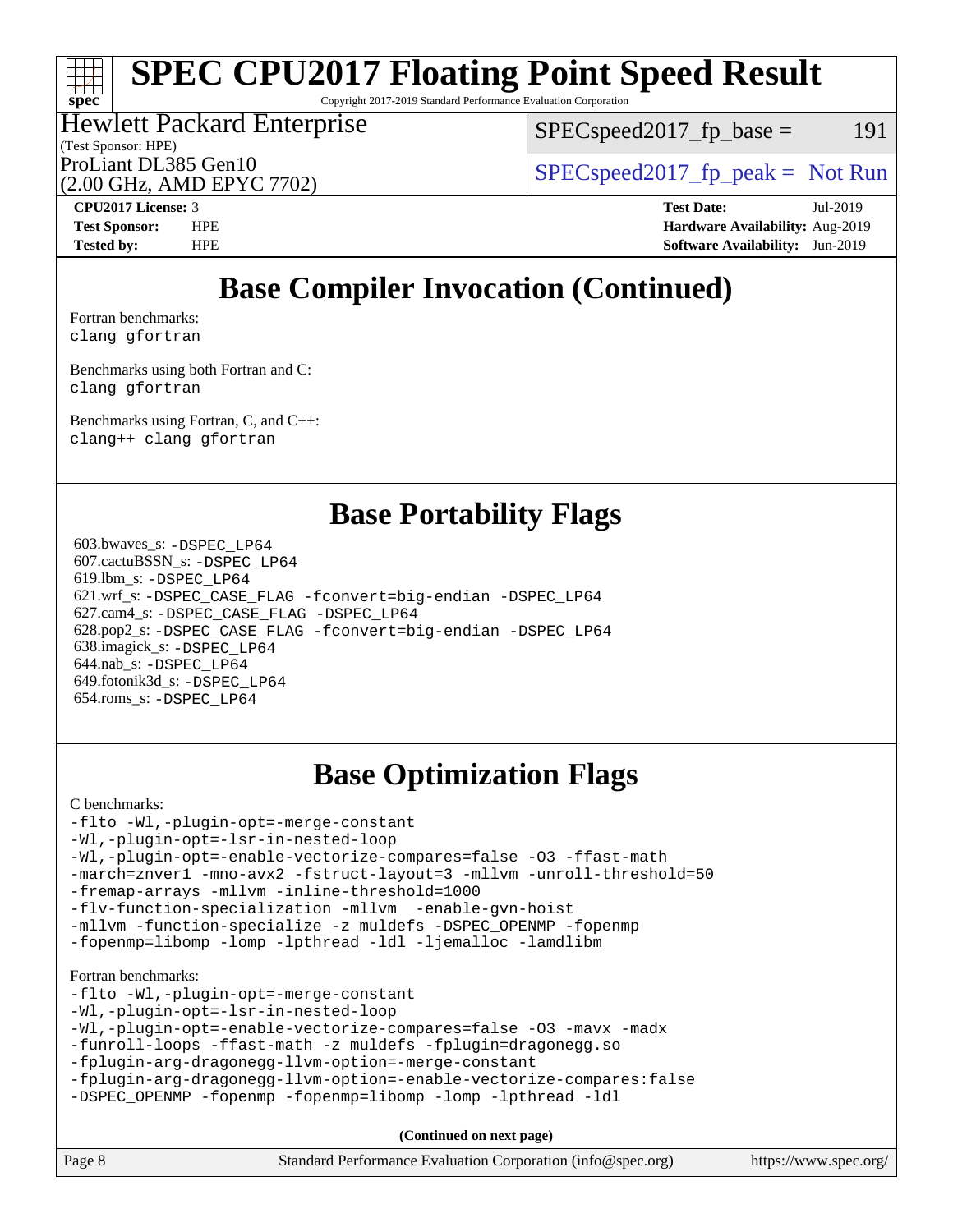# Base Compiler Invocation (Continued)

Fortran benchmarks:
```
clang gfortran
```

Benchmarks using both Fortran and C:
```
clang gfortran
```

Benchmarks using Fortran, C, and C++:
```
clang++ clang gfortran
```

# Base Portability Flags

603.bwaves_s: `-DSPEC_LP64`
607.cactuBSSN_s: `-DSPEC_LP64`
619.lbm_s: `-DSPEC_LP64`
621.wrf_s: `-DSPEC_CASE_FLAG -fconvert=big-endian -DSPEC_LP64`
627.cam4_s: `-DSPEC_CASE_FLAG -DSPEC_LP64`
628.pop2_s: `-DSPEC_CASE_FLAG -fconvert=big-endian -DSPEC_LP64`
638.imagick_s: `-DSPEC_LP64`
644.nab_s: `-DSPEC_LP64`
649.fotonik3d_s: `-DSPEC_LP64`
654.roms_s: `-DSPEC_LP64`

# Base Optimization Flags

C benchmarks:
```
-flto -Wl,-plugin-opt=-merge-constant
-Wl,-plugin-opt=-lsr-in-nested-loop
-Wl,-plugin-opt=-enable-vectorize-compares=false -O3 -ffast-math
-march=znver1 -mno-avx2 -fstruct-layout=3 -mllvm -unroll-threshold=50
-fremap-arrays -mllvm -inline-threshold=1000
-flv-function-specialization -mllvm  -enable-gvn-hoist
-mllvm -function-specialize -z muldefs -DSPEC_OPENMP -fopenmp
-fopenmp=libomp -lomp -lpthread -ldl -ljemalloc -lamdlibm
```

Fortran benchmarks:
```
-flto -Wl,-plugin-opt=-merge-constant
-Wl,-plugin-opt=-lsr-in-nested-loop
-Wl,-plugin-opt=-enable-vectorize-compares=false -O3 -mavx -madx
-funroll-loops -ffast-math -z muldefs -fplugin=dragonegg.so
-fplugin-arg-dragonegg-llvm-option=-merge-constant
-fplugin-arg-dragonegg-llvm-option=-enable-vectorize-compares:false
-DSPEC_OPENMP -fopenmp -fopenmp=libomp -lomp -lpthread -ldl
```

**(Continued on next page)**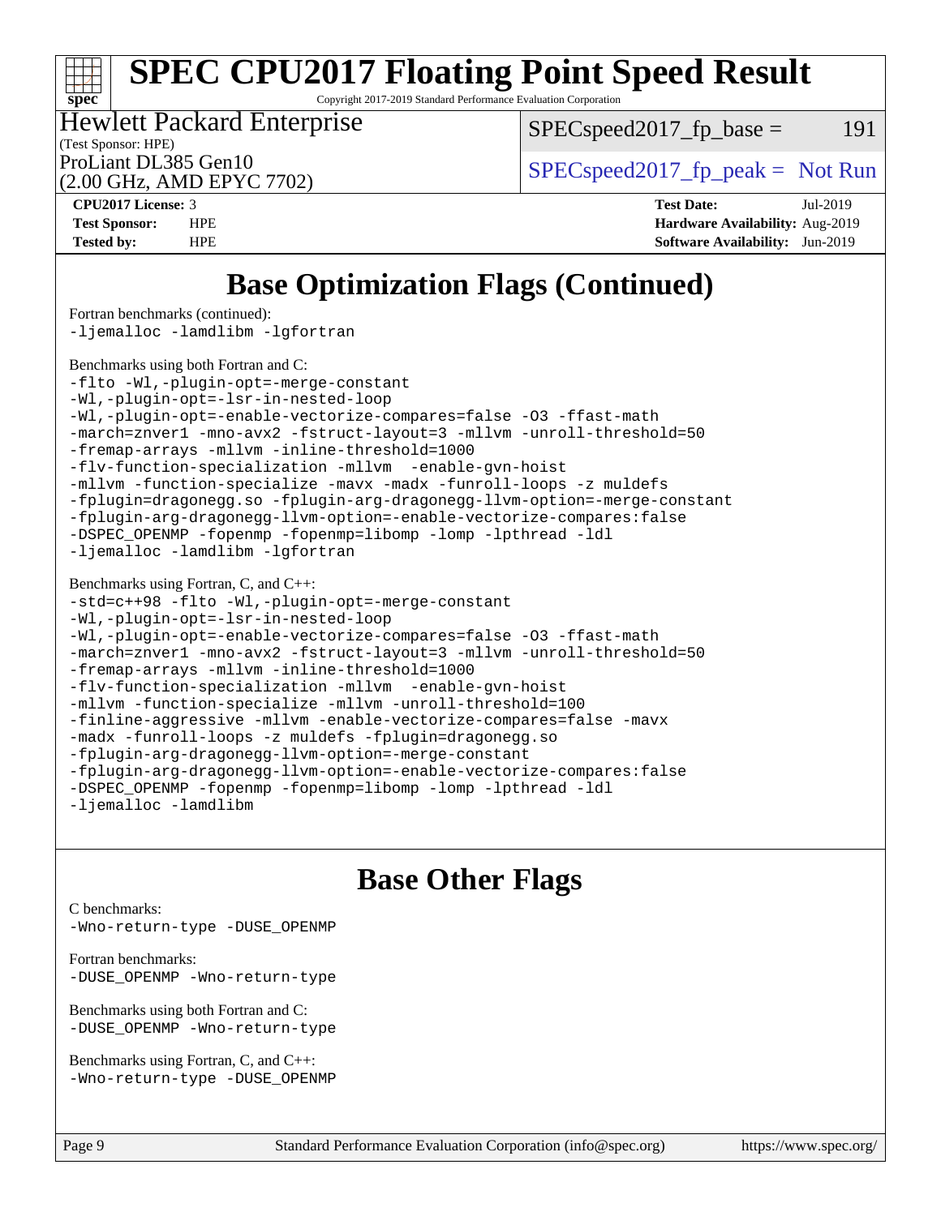# Base Optimization Flags (Continued)

Fortran benchmarks (continued):
```
-ljemalloc -lamdlibm -lgfortran
```

Benchmarks using both Fortran and C:
```
-flto -Wl,-plugin-opt=-merge-constant
-Wl,-plugin-opt=-lsr-in-nested-loop
-Wl,-plugin-opt=-enable-vectorize-compares=false -O3 -ffast-math
-march=znver1 -mno-avx2 -fstruct-layout=3 -mllvm -unroll-threshold=50
-fremap-arrays -mllvm -inline-threshold=1000
-flv-function-specialization -mllvm  -enable-gvn-hoist
-mllvm -function-specialize -mavx -madx -funroll-loops -z muldefs
-fplugin=dragonegg.so -fplugin-arg-dragonegg-llvm-option=-merge-constant
-fplugin-arg-dragonegg-llvm-option=-enable-vectorize-compares:false
-DSPEC_OPENMP -fopenmp -fopenmp=libomp -lomp -lpthread -ldl
-ljemalloc -lamdlibm -lgfortran
```

Benchmarks using Fortran, C, and C++:
```
-std=c++98 -flto -Wl,-plugin-opt=-merge-constant
-Wl,-plugin-opt=-lsr-in-nested-loop
-Wl,-plugin-opt=-enable-vectorize-compares=false -O3 -ffast-math
-march=znver1 -mno-avx2 -fstruct-layout=3 -mllvm -unroll-threshold=50
-fremap-arrays -mllvm -inline-threshold=1000
-flv-function-specialization -mllvm  -enable-gvn-hoist
-mllvm -function-specialize -mllvm -unroll-threshold=100
-finline-aggressive -mllvm -enable-vectorize-compares=false -mavx
-madx -funroll-loops -z muldefs -fplugin=dragonegg.so
-fplugin-arg-dragonegg-llvm-option=-merge-constant
-fplugin-arg-dragonegg-llvm-option=-enable-vectorize-compares:false
-DSPEC_OPENMP -fopenmp -fopenmp=libomp -lomp -lpthread -ldl
-ljemalloc -lamdlibm
```

# Base Other Flags

C benchmarks:
```
-Wno-return-type -DUSE_OPENMP
```

Fortran benchmarks:
```
-DUSE_OPENMP -Wno-return-type
```

Benchmarks using both Fortran and C:
```
-DUSE_OPENMP -Wno-return-type
```

Benchmarks using Fortran, C, and C++:
```
-Wno-return-type -DUSE_OPENMP
```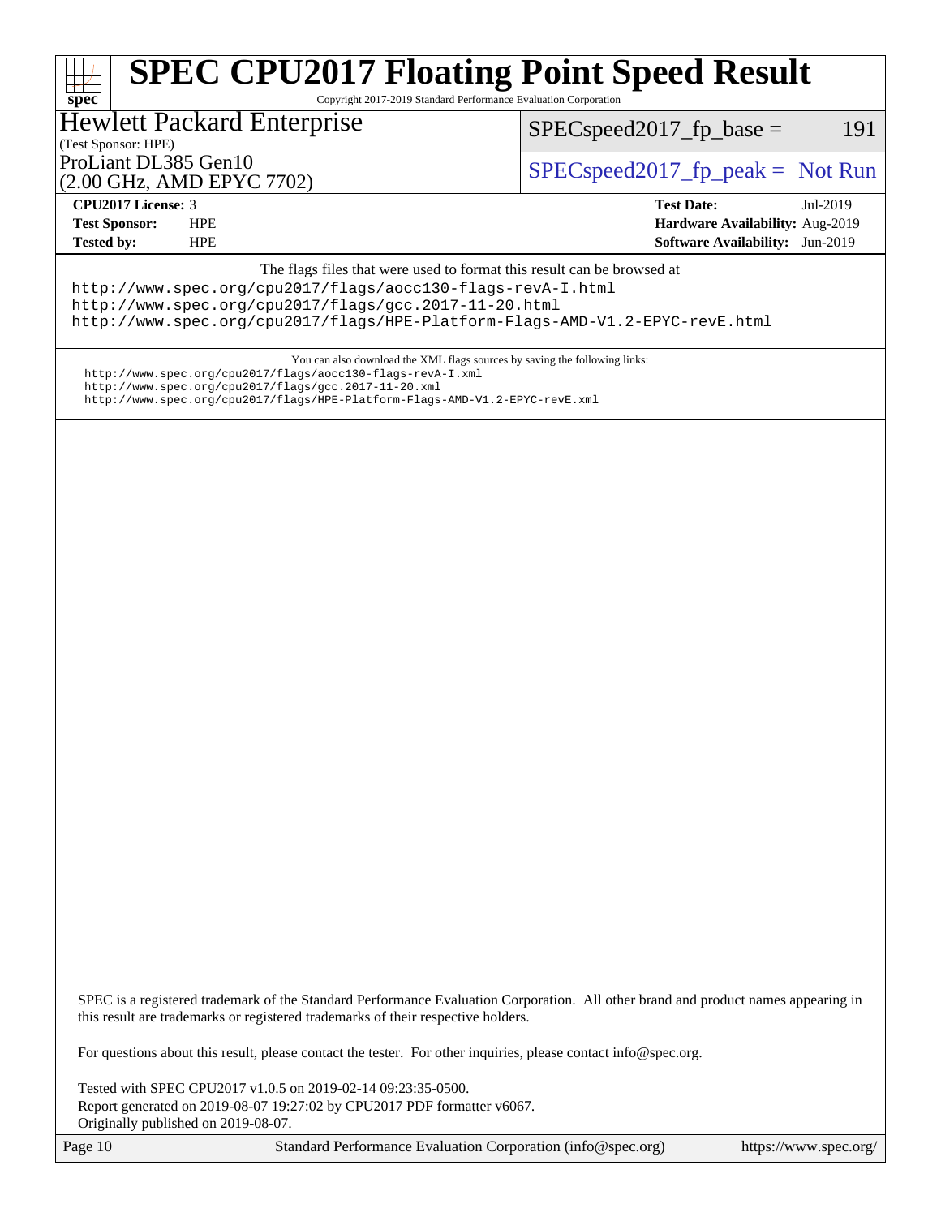The flags files that were used to format this result can be browsed at

http://www.spec.org/cpu2017/flags/aocc130-flags-revA-I.html
http://www.spec.org/cpu2017/flags/gcc.2017-11-20.html
http://www.spec.org/cpu2017/flags/HPE-Platform-Flags-AMD-V1.2-EPYC-revE.html

You can also download the XML flags sources by saving the following links:

http://www.spec.org/cpu2017/flags/aocc130-flags-revA-I.xml
http://www.spec.org/cpu2017/flags/gcc.2017-11-20.xml
http://www.spec.org/cpu2017/flags/HPE-Platform-Flags-AMD-V1.2-EPYC-revE.xml

SPEC is a registered trademark of the Standard Performance Evaluation Corporation. All other brand and product names appearing in this result are trademarks or registered trademarks of their respective holders.

For questions about this result, please contact the tester. For other inquiries, please contact info@spec.org.

Tested with SPEC CPU2017 v1.0.5 on 2019-02-14 09:23:35-0500.
Report generated on 2019-08-07 19:27:02 by CPU2017 PDF formatter v6067.
Originally published on 2019-08-07.